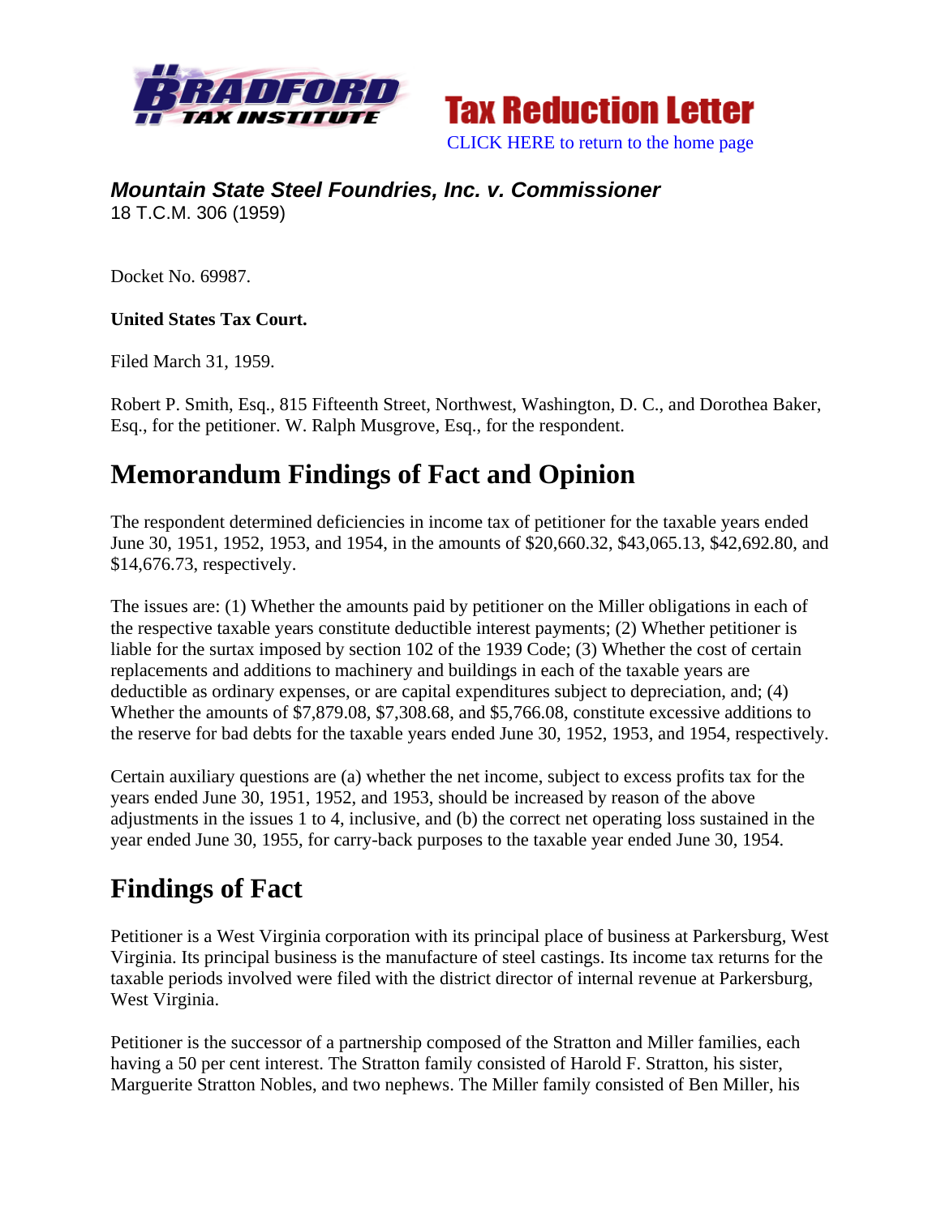**Tax Reduction Letter**

CLICK HERE to return to the home page

***Mountain State Steel Foundries, Inc. v. Commissioner***
18 T.C.M. 306 (1959)

Docket No. 69987.

**United States Tax Court.**

Filed March 31, 1959.

Robert P. Smith, Esq., 815 Fifteenth Street, Northwest, Washington, D. C., and Dorothea Baker, Esq., for the petitioner. W. Ralph Musgrove, Esq., for the respondent.

# Memorandum Findings of Fact and Opinion

The respondent determined deficiencies in income tax of petitioner for the taxable years ended June 30, 1951, 1952, 1953, and 1954, in the amounts of $20,660.32, $43,065.13, $42,692.80, and $14,676.73, respectively.

The issues are: (1) Whether the amounts paid by petitioner on the Miller obligations in each of the respective taxable years constitute deductible interest payments; (2) Whether petitioner is liable for the surtax imposed by section 102 of the 1939 Code; (3) Whether the cost of certain replacements and additions to machinery and buildings in each of the taxable years are deductible as ordinary expenses, or are capital expenditures subject to depreciation, and; (4) Whether the amounts of $7,879.08, $7,308.68, and $5,766.08, constitute excessive additions to the reserve for bad debts for the taxable years ended June 30, 1952, 1953, and 1954, respectively.

Certain auxiliary questions are (a) whether the net income, subject to excess profits tax for the years ended June 30, 1951, 1952, and 1953, should be increased by reason of the above adjustments in the issues 1 to 4, inclusive, and (b) the correct net operating loss sustained in the year ended June 30, 1955, for carry-back purposes to the taxable year ended June 30, 1954.

# Findings of Fact

Petitioner is a West Virginia corporation with its principal place of business at Parkersburg, West Virginia. Its principal business is the manufacture of steel castings. Its income tax returns for the taxable periods involved were filed with the district director of internal revenue at Parkersburg, West Virginia.

Petitioner is the successor of a partnership composed of the Stratton and Miller families, each having a 50 per cent interest. The Stratton family consisted of Harold F. Stratton, his sister, Marguerite Stratton Nobles, and two nephews. The Miller family consisted of Ben Miller, his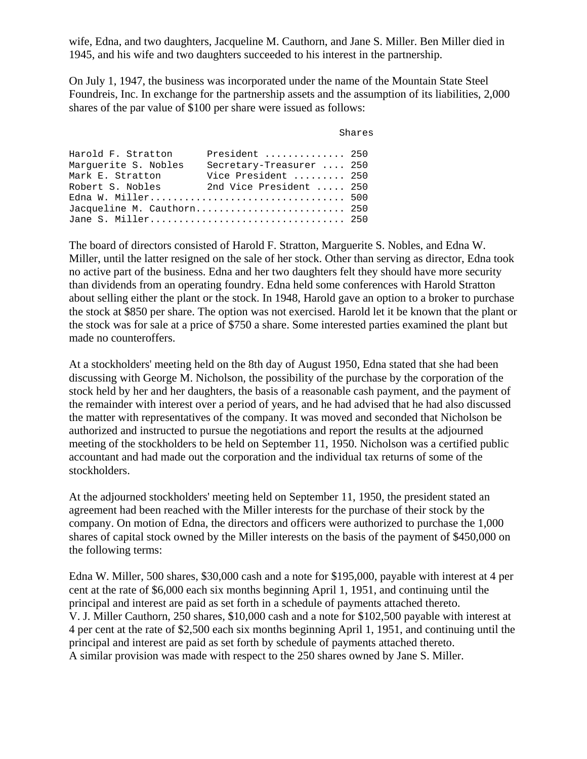wife, Edna, and two daughters, Jacqueline M. Cauthorn, and Jane S. Miller. Ben Miller died in 1945, and his wife and two daughters succeeded to his interest in the partnership.

On July 1, 1947, the business was incorporated under the name of the Mountain State Steel Foundreis, Inc. In exchange for the partnership assets and the assumption of its liabilities, 2,000 shares of the par value of $100 per share were issued as follows:

| | | Shares |
|---|---|---|
| Harold F. Stratton | President | 250 |
| Marguerite S. Nobles | Secretary-Treasurer | 250 |
| Mark E. Stratton | Vice President | 250 |
| Robert S. Nobles | 2nd Vice President | 250 |
| Edna W. Miller | | 500 |
| Jacqueline M. Cauthorn | | 250 |
| Jane S. Miller | | 250 |

The board of directors consisted of Harold F. Stratton, Marguerite S. Nobles, and Edna W. Miller, until the latter resigned on the sale of her stock. Other than serving as director, Edna took no active part of the business. Edna and her two daughters felt they should have more security than dividends from an operating foundry. Edna held some conferences with Harold Stratton about selling either the plant or the stock. In 1948, Harold gave an option to a broker to purchase the stock at $850 per share. The option was not exercised. Harold let it be known that the plant or the stock was for sale at a price of $750 a share. Some interested parties examined the plant but made no counteroffers.

At a stockholders' meeting held on the 8th day of August 1950, Edna stated that she had been discussing with George M. Nicholson, the possibility of the purchase by the corporation of the stock held by her and her daughters, the basis of a reasonable cash payment, and the payment of the remainder with interest over a period of years, and he had advised that he had also discussed the matter with representatives of the company. It was moved and seconded that Nicholson be authorized and instructed to pursue the negotiations and report the results at the adjourned meeting of the stockholders to be held on September 11, 1950. Nicholson was a certified public accountant and had made out the corporation and the individual tax returns of some of the stockholders.

At the adjourned stockholders' meeting held on September 11, 1950, the president stated an agreement had been reached with the Miller interests for the purchase of their stock by the company. On motion of Edna, the directors and officers were authorized to purchase the 1,000 shares of capital stock owned by the Miller interests on the basis of the payment of $450,000 on the following terms:

Edna W. Miller, 500 shares, $30,000 cash and a note for $195,000, payable with interest at 4 per cent at the rate of $6,000 each six months beginning April 1, 1951, and continuing until the principal and interest are paid as set forth in a schedule of payments attached thereto.
V. J. Miller Cauthorn, 250 shares, $10,000 cash and a note for $102,500 payable with interest at 4 per cent at the rate of $2,500 each six months beginning April 1, 1951, and continuing until the principal and interest are paid as set forth by schedule of payments attached thereto.
A similar provision was made with respect to the 250 shares owned by Jane S. Miller.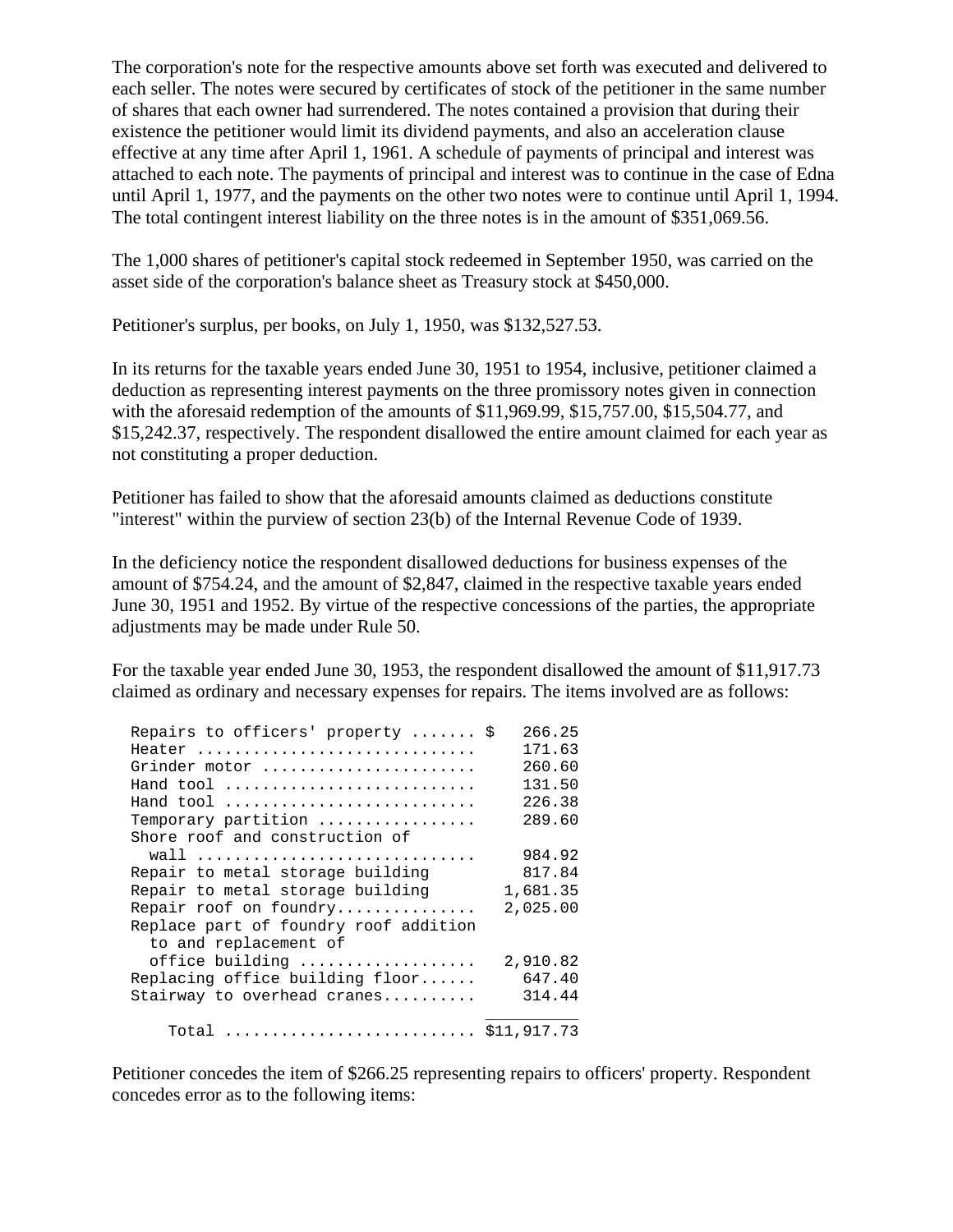The corporation's note for the respective amounts above set forth was executed and delivered to each seller. The notes were secured by certificates of stock of the petitioner in the same number of shares that each owner had surrendered. The notes contained a provision that during their existence the petitioner would limit its dividend payments, and also an acceleration clause effective at any time after April 1, 1961. A schedule of payments of principal and interest was attached to each note. The payments of principal and interest was to continue in the case of Edna until April 1, 1977, and the payments on the other two notes were to continue until April 1, 1994. The total contingent interest liability on the three notes is in the amount of $351,069.56.

The 1,000 shares of petitioner's capital stock redeemed in September 1950, was carried on the asset side of the corporation's balance sheet as Treasury stock at $450,000.

Petitioner's surplus, per books, on July 1, 1950, was $132,527.53.

In its returns for the taxable years ended June 30, 1951 to 1954, inclusive, petitioner claimed a deduction as representing interest payments on the three promissory notes given in connection with the aforesaid redemption of the amounts of $11,969.99, $15,757.00, $15,504.77, and $15,242.37, respectively. The respondent disallowed the entire amount claimed for each year as not constituting a proper deduction.

Petitioner has failed to show that the aforesaid amounts claimed as deductions constitute "interest" within the purview of section 23(b) of the Internal Revenue Code of 1939.

In the deficiency notice the respondent disallowed deductions for business expenses of the amount of $754.24, and the amount of $2,847, claimed in the respective taxable years ended June 30, 1951 and 1952. By virtue of the respective concessions of the parties, the appropriate adjustments may be made under Rule 50.

For the taxable year ended June 30, 1953, the respondent disallowed the amount of $11,917.73 claimed as ordinary and necessary expenses for repairs. The items involved are as follows:

| Item | Amount |
|---|---|
| Repairs to officers' property | $ 266.25 |
| Heater | 171.63 |
| Grinder motor | 260.60 |
| Hand tool | 131.50 |
| Hand tool | 226.38 |
| Temporary partition | 289.60 |
| Shore roof and construction of wall | 984.92 |
| Repair to metal storage building | 817.84 |
| Repair to metal storage building | 1,681.35 |
| Repair roof on foundry | 2,025.00 |
| Replace part of foundry roof addition to and replacement of office building | 2,910.82 |
| Replacing office building floor | 647.40 |
| Stairway to overhead cranes | 314.44 |
| Total | $11,917.73 |

Petitioner concedes the item of $266.25 representing repairs to officers' property. Respondent concedes error as to the following items: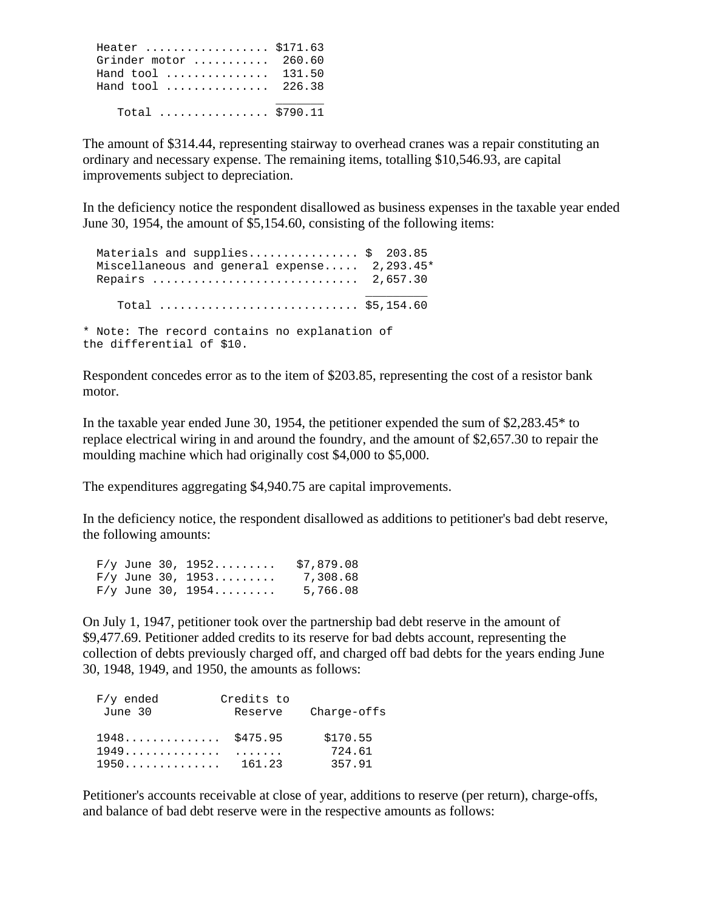| Item | Amount |
|---|---|
| Heater | $171.63 |
| Grinder motor | 260.60 |
| Hand tool | 131.50 |
| Hand tool | 226.38 |
| Total | $790.11 |

The amount of $314.44, representing stairway to overhead cranes was a repair constituting an ordinary and necessary expense. The remaining items, totalling $10,546.93, are capital improvements subject to depreciation.

In the deficiency notice the respondent disallowed as business expenses in the taxable year ended June 30, 1954, the amount of $5,154.60, consisting of the following items:

| Item | Amount |
|---|---|
| Materials and supplies | $ 203.85 |
| Miscellaneous and general expense | 2,293.45* |
| Repairs | 2,657.30 |
| Total | $5,154.60 |

* Note: The record contains no explanation of the differential of $10.

Respondent concedes error as to the item of $203.85, representing the cost of a resistor bank motor.

In the taxable year ended June 30, 1954, the petitioner expended the sum of $2,283.45* to replace electrical wiring in and around the foundry, and the amount of $2,657.30 to repair the moulding machine which had originally cost $4,000 to $5,000.

The expenditures aggregating $4,940.75 are capital improvements.

In the deficiency notice, the respondent disallowed as additions to petitioner's bad debt reserve, the following amounts:

| Fiscal year | Amount |
|---|---|
| F/y June 30, 1952 | $7,879.08 |
| F/y June 30, 1953 | 7,308.68 |
| F/y June 30, 1954 | 5,766.08 |

On July 1, 1947, petitioner took over the partnership bad debt reserve in the amount of $9,477.69. Petitioner added credits to its reserve for bad debts account, representing the collection of debts previously charged off, and charged off bad debts for the years ending June 30, 1948, 1949, and 1950, the amounts as follows:

| F/y ended June 30 | Credits to Reserve | Charge-offs |
|---|---|---|
| 1948 | $475.95 | $170.55 |
| 1949 | ....... | 724.61 |
| 1950 | 161.23 | 357.91 |

Petitioner's accounts receivable at close of year, additions to reserve (per return), charge-offs, and balance of bad debt reserve were in the respective amounts as follows: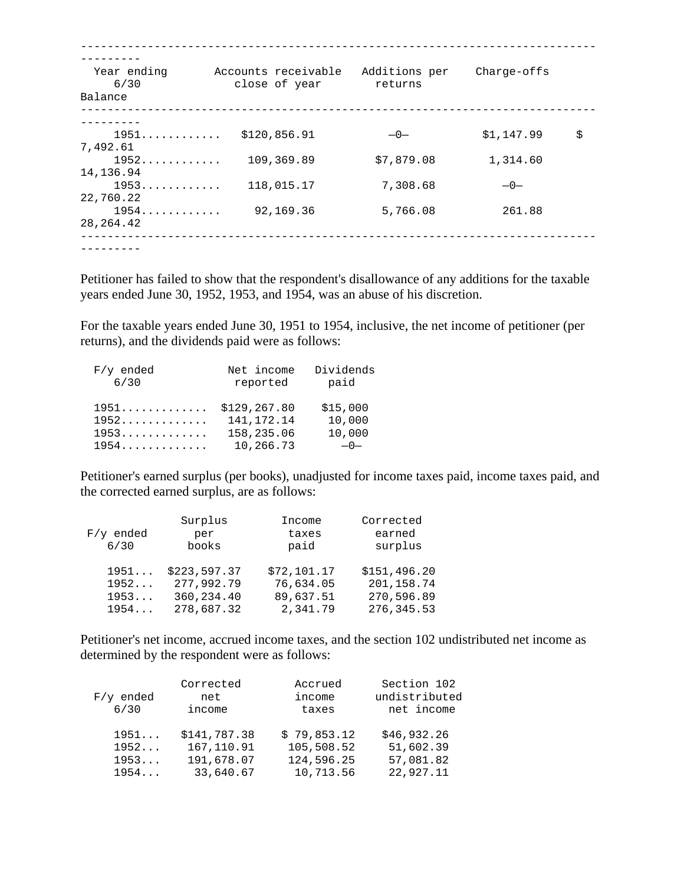| Year ending 6/30 | Accounts receivable close of year | Additions per returns | Charge-offs | Balance |
| --- | --- | --- | --- | --- |
| 1951............ | $120,856.91 | —0— | $1,147.99 | $ 7,492.61 |
| 1952............ | 109,369.89 | $7,879.08 | 1,314.60 | 14,136.94 |
| 1953............ | 118,015.17 | 7,308.68 | —0— | 22,760.22 |
| 1954............ | 92,169.36 | 5,766.08 | 261.88 | 28,264.42 |

Petitioner has failed to show that the respondent's disallowance of any additions for the taxable years ended June 30, 1952, 1953, and 1954, was an abuse of his discretion.

For the taxable years ended June 30, 1951 to 1954, inclusive, the net income of petitioner (per returns), and the dividends paid were as follows:

| F/y ended 6/30 | Net income reported | Dividends paid |
| --- | --- | --- |
| 1951............. | $129,267.80 | $15,000 |
| 1952............. | 141,172.14 | 10,000 |
| 1953............. | 158,235.06 | 10,000 |
| 1954............. | 10,266.73 | —0— |

Petitioner's earned surplus (per books), unadjusted for income taxes paid, income taxes paid, and the corrected earned surplus, are as follows:

| F/y ended 6/30 | Surplus per books | Income taxes paid | Corrected earned surplus |
| --- | --- | --- | --- |
| 1951... | $223,597.37 | $72,101.17 | $151,496.20 |
| 1952... | 277,992.79 | 76,634.05 | 201,158.74 |
| 1953... | 360,234.40 | 89,637.51 | 270,596.89 |
| 1954... | 278,687.32 | 2,341.79 | 276,345.53 |

Petitioner's net income, accrued income taxes, and the section 102 undistributed net income as determined by the respondent were as follows:

| F/y ended 6/30 | Corrected net income | Accrued income taxes | Section 102 undistributed net income |
| --- | --- | --- | --- |
| 1951... | $141,787.38 | $ 79,853.12 | $46,932.26 |
| 1952... | 167,110.91 | 105,508.52 | 51,602.39 |
| 1953... | 191,678.07 | 124,596.25 | 57,081.82 |
| 1954... | 33,640.67 | 10,713.56 | 22,927.11 |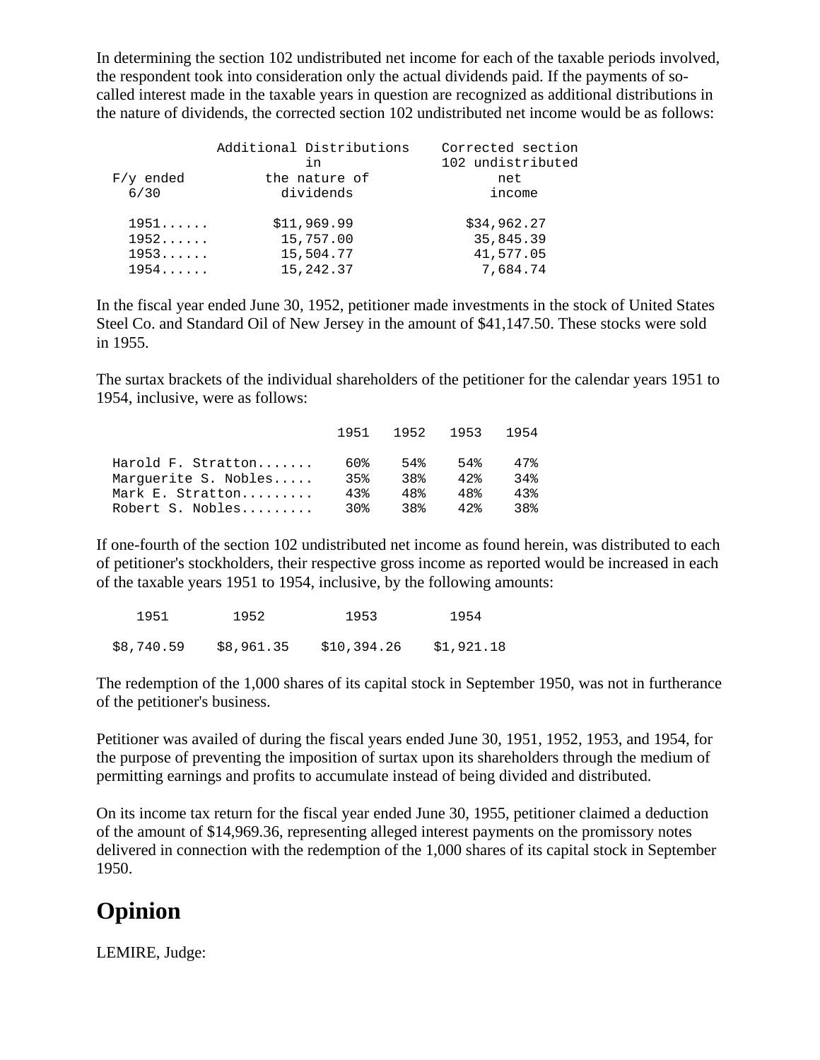In determining the section 102 undistributed net income for each of the taxable periods involved, the respondent took into consideration only the actual dividends paid. If the payments of so-called interest made in the taxable years in question are recognized as additional distributions in the nature of dividends, the corrected section 102 undistributed net income would be as follows:

| F/y ended 6/30 | Additional Distributions in the nature of dividends | Corrected section 102 undistributed net income |
|---|---|---|
| 1951...... | $11,969.99 | $34,962.27 |
| 1952...... | 15,757.00 | 35,845.39 |
| 1953...... | 15,504.77 | 41,577.05 |
| 1954...... | 15,242.37 | 7,684.74 |

In the fiscal year ended June 30, 1952, petitioner made investments in the stock of United States Steel Co. and Standard Oil of New Jersey in the amount of $41,147.50. These stocks were sold in 1955.

The surtax brackets of the individual shareholders of the petitioner for the calendar years 1951 to 1954, inclusive, were as follows:

| | 1951 | 1952 | 1953 | 1954 |
|---|---|---|---|---|
| Harold F. Stratton....... | 60% | 54% | 54% | 47% |
| Marguerite S. Nobles..... | 35% | 38% | 42% | 34% |
| Mark E. Stratton......... | 43% | 48% | 48% | 43% |
| Robert S. Nobles......... | 30% | 38% | 42% | 38% |

If one-fourth of the section 102 undistributed net income as found herein, was distributed to each of petitioner's stockholders, their respective gross income as reported would be increased in each of the taxable years 1951 to 1954, inclusive, by the following amounts:

| 1951 | 1952 | 1953 | 1954 |
|---|---|---|---|
| $8,740.59 | $8,961.35 | $10,394.26 | $1,921.18 |

The redemption of the 1,000 shares of its capital stock in September 1950, was not in furtherance of the petitioner's business.

Petitioner was availed of during the fiscal years ended June 30, 1951, 1952, 1953, and 1954, for the purpose of preventing the imposition of surtax upon its shareholders through the medium of permitting earnings and profits to accumulate instead of being divided and distributed.

On its income tax return for the fiscal year ended June 30, 1955, petitioner claimed a deduction of the amount of $14,969.36, representing alleged interest payments on the promissory notes delivered in connection with the redemption of the 1,000 shares of its capital stock in September 1950.

# Opinion

LEMIRE, Judge: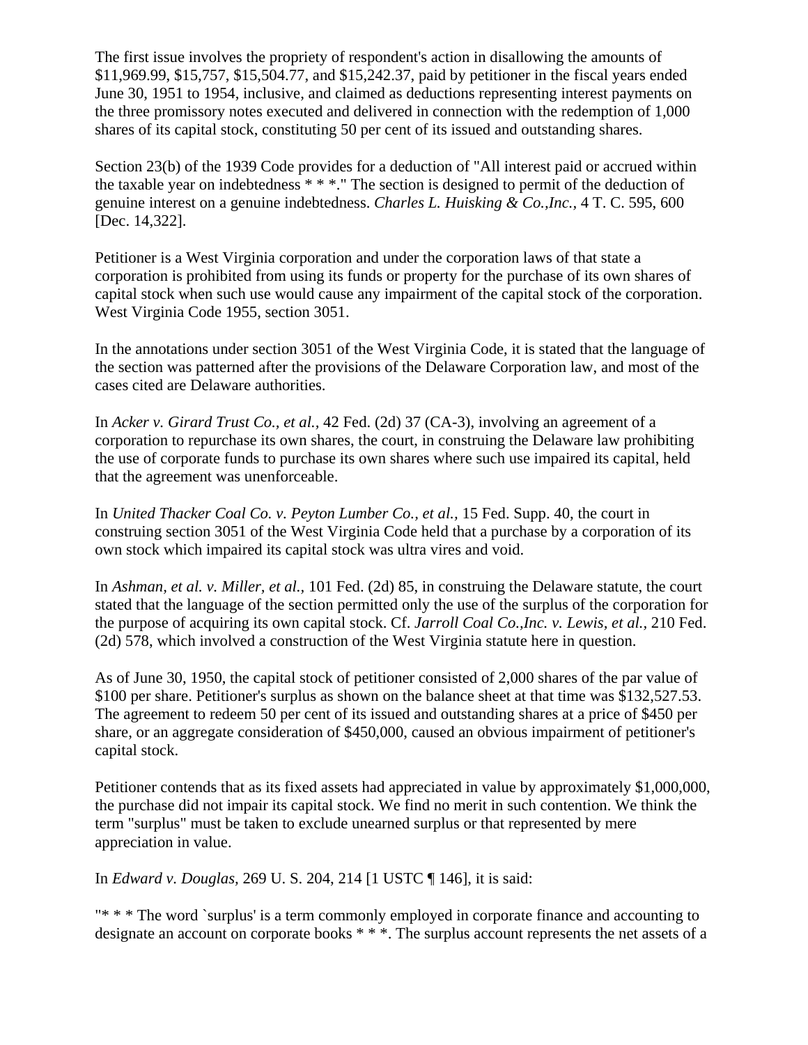The first issue involves the propriety of respondent's action in disallowing the amounts of $11,969.99, $15,757, $15,504.77, and $15,242.37, paid by petitioner in the fiscal years ended June 30, 1951 to 1954, inclusive, and claimed as deductions representing interest payments on the three promissory notes executed and delivered in connection with the redemption of 1,000 shares of its capital stock, constituting 50 per cent of its issued and outstanding shares.

Section 23(b) of the 1939 Code provides for a deduction of "All interest paid or accrued within the taxable year on indebtedness * * *." The section is designed to permit of the deduction of genuine interest on a genuine indebtedness. *Charles L. Huisking & Co.,Inc.,* 4 T. C. 595, 600 [Dec. 14,322].

Petitioner is a West Virginia corporation and under the corporation laws of that state a corporation is prohibited from using its funds or property for the purchase of its own shares of capital stock when such use would cause any impairment of the capital stock of the corporation. West Virginia Code 1955, section 3051.

In the annotations under section 3051 of the West Virginia Code, it is stated that the language of the section was patterned after the provisions of the Delaware Corporation law, and most of the cases cited are Delaware authorities.

In *Acker v. Girard Trust Co., et al.,* 42 Fed. (2d) 37 (CA-3), involving an agreement of a corporation to repurchase its own shares, the court, in construing the Delaware law prohibiting the use of corporate funds to purchase its own shares where such use impaired its capital, held that the agreement was unenforceable.

In *United Thacker Coal Co. v. Peyton Lumber Co., et al.,* 15 Fed. Supp. 40, the court in construing section 3051 of the West Virginia Code held that a purchase by a corporation of its own stock which impaired its capital stock was ultra vires and void.

In *Ashman, et al. v. Miller, et al.,* 101 Fed. (2d) 85, in construing the Delaware statute, the court stated that the language of the section permitted only the use of the surplus of the corporation for the purpose of acquiring its own capital stock. Cf. *Jarroll Coal Co.,Inc. v. Lewis, et al.,* 210 Fed. (2d) 578, which involved a construction of the West Virginia statute here in question.

As of June 30, 1950, the capital stock of petitioner consisted of 2,000 shares of the par value of $100 per share. Petitioner's surplus as shown on the balance sheet at that time was $132,527.53. The agreement to redeem 50 per cent of its issued and outstanding shares at a price of $450 per share, or an aggregate consideration of $450,000, caused an obvious impairment of petitioner's capital stock.

Petitioner contends that as its fixed assets had appreciated in value by approximately $1,000,000, the purchase did not impair its capital stock. We find no merit in such contention. We think the term "surplus" must be taken to exclude unearned surplus or that represented by mere appreciation in value.

In *Edward v. Douglas*, 269 U. S. 204, 214 [1 USTC ¶ 146], it is said:

"* * * The word `surplus' is a term commonly employed in corporate finance and accounting to designate an account on corporate books * * *. The surplus account represents the net assets of a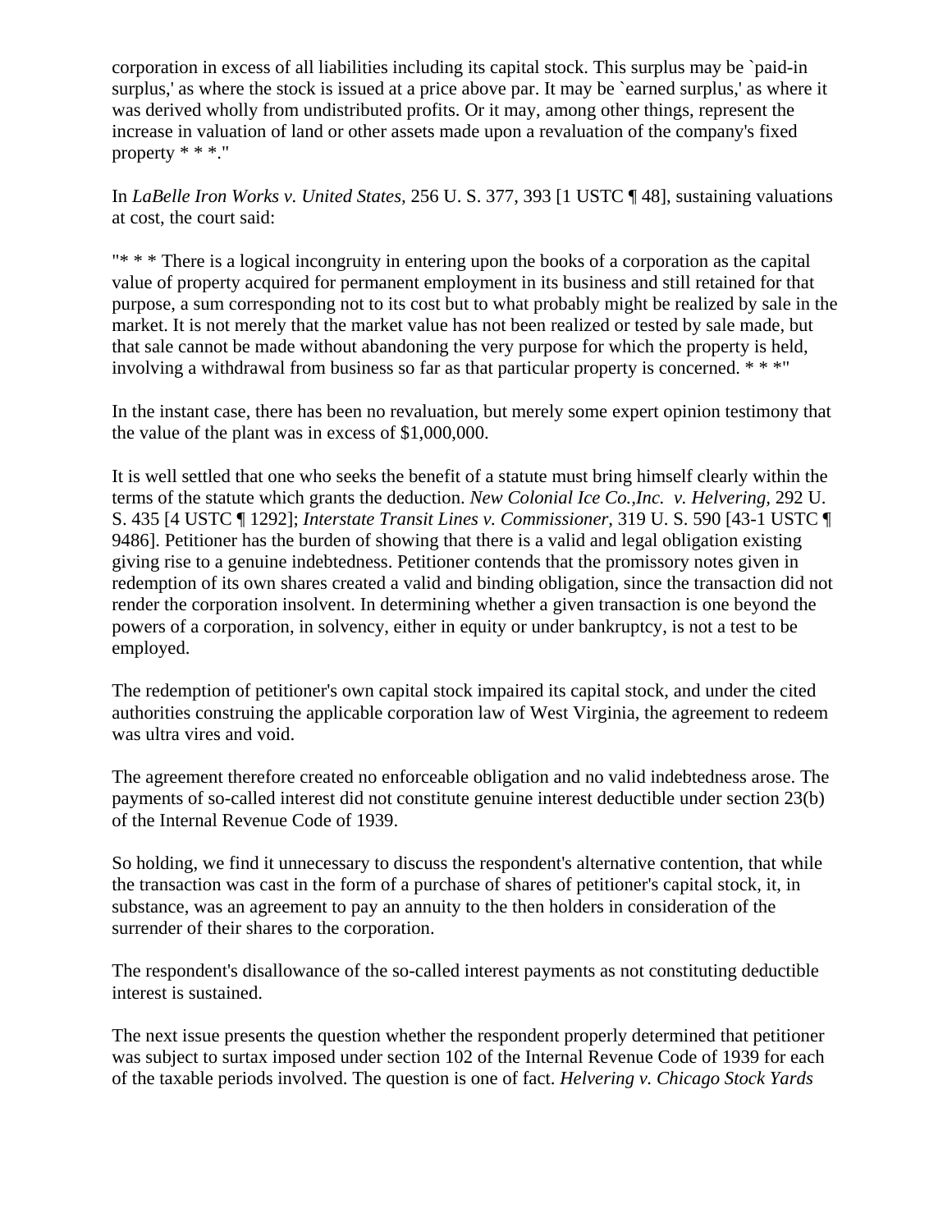corporation in excess of all liabilities including its capital stock. This surplus may be `paid-in surplus,' as where the stock is issued at a price above par. It may be `earned surplus,' as where it was derived wholly from undistributed profits. Or it may, among other things, represent the increase in valuation of land or other assets made upon a revaluation of the company's fixed property * * *."

In *LaBelle Iron Works v. United States,* 256 U. S. 377, 393 [1 USTC ¶ 48], sustaining valuations at cost, the court said:

"* * * There is a logical incongruity in entering upon the books of a corporation as the capital value of property acquired for permanent employment in its business and still retained for that purpose, a sum corresponding not to its cost but to what probably might be realized by sale in the market. It is not merely that the market value has not been realized or tested by sale made, but that sale cannot be made without abandoning the very purpose for which the property is held, involving a withdrawal from business so far as that particular property is concerned. * * *"

In the instant case, there has been no revaluation, but merely some expert opinion testimony that the value of the plant was in excess of $1,000,000.

It is well settled that one who seeks the benefit of a statute must bring himself clearly within the terms of the statute which grants the deduction. *New Colonial Ice Co.,Inc. v. Helvering,* 292 U. S. 435 [4 USTC ¶ 1292]; *Interstate Transit Lines v. Commissioner*, 319 U. S. 590 [43-1 USTC ¶ 9486]. Petitioner has the burden of showing that there is a valid and legal obligation existing giving rise to a genuine indebtedness. Petitioner contends that the promissory notes given in redemption of its own shares created a valid and binding obligation, since the transaction did not render the corporation insolvent. In determining whether a given transaction is one beyond the powers of a corporation, in solvency, either in equity or under bankruptcy, is not a test to be employed.

The redemption of petitioner's own capital stock impaired its capital stock, and under the cited authorities construing the applicable corporation law of West Virginia, the agreement to redeem was ultra vires and void.

The agreement therefore created no enforceable obligation and no valid indebtedness arose. The payments of so-called interest did not constitute genuine interest deductible under section 23(b) of the Internal Revenue Code of 1939.

So holding, we find it unnecessary to discuss the respondent's alternative contention, that while the transaction was cast in the form of a purchase of shares of petitioner's capital stock, it, in substance, was an agreement to pay an annuity to the then holders in consideration of the surrender of their shares to the corporation.

The respondent's disallowance of the so-called interest payments as not constituting deductible interest is sustained.

The next issue presents the question whether the respondent properly determined that petitioner was subject to surtax imposed under section 102 of the Internal Revenue Code of 1939 for each of the taxable periods involved. The question is one of fact. *Helvering v. Chicago Stock Yards*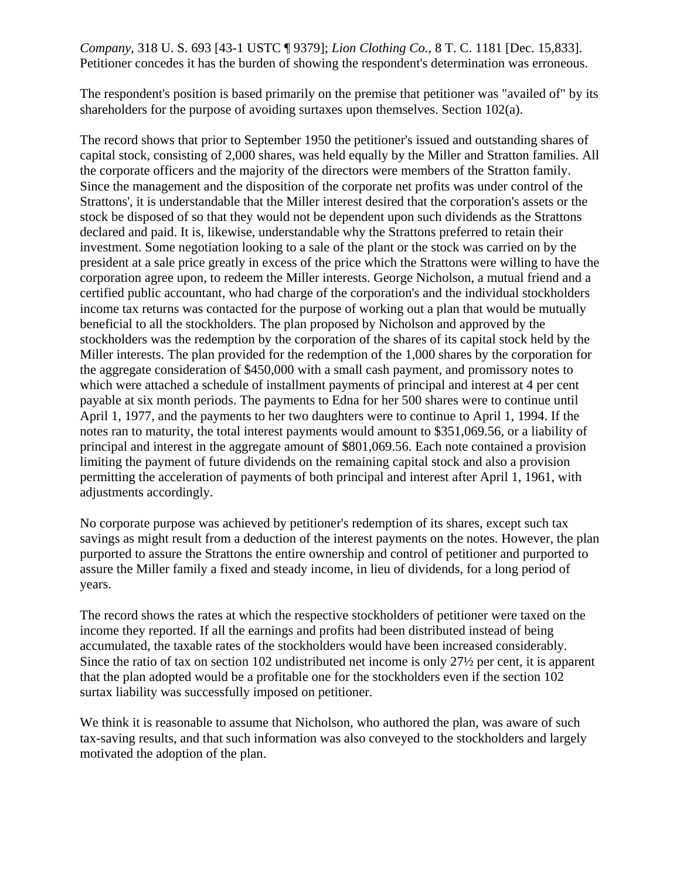*Company,* 318 U. S. 693 [43-1 USTC ¶ 9379]; *Lion Clothing Co.,* 8 T. C. 1181 [Dec. 15,833]. Petitioner concedes it has the burden of showing the respondent's determination was erroneous.

The respondent's position is based primarily on the premise that petitioner was "availed of" by its shareholders for the purpose of avoiding surtaxes upon themselves. Section 102(a).

The record shows that prior to September 1950 the petitioner's issued and outstanding shares of capital stock, consisting of 2,000 shares, was held equally by the Miller and Stratton families. All the corporate officers and the majority of the directors were members of the Stratton family. Since the management and the disposition of the corporate net profits was under control of the Strattons', it is understandable that the Miller interest desired that the corporation's assets or the stock be disposed of so that they would not be dependent upon such dividends as the Strattons declared and paid. It is, likewise, understandable why the Strattons preferred to retain their investment. Some negotiation looking to a sale of the plant or the stock was carried on by the president at a sale price greatly in excess of the price which the Strattons were willing to have the corporation agree upon, to redeem the Miller interests. George Nicholson, a mutual friend and a certified public accountant, who had charge of the corporation's and the individual stockholders income tax returns was contacted for the purpose of working out a plan that would be mutually beneficial to all the stockholders. The plan proposed by Nicholson and approved by the stockholders was the redemption by the corporation of the shares of its capital stock held by the Miller interests. The plan provided for the redemption of the 1,000 shares by the corporation for the aggregate consideration of $450,000 with a small cash payment, and promissory notes to which were attached a schedule of installment payments of principal and interest at 4 per cent payable at six month periods. The payments to Edna for her 500 shares were to continue until April 1, 1977, and the payments to her two daughters were to continue to April 1, 1994. If the notes ran to maturity, the total interest payments would amount to $351,069.56, or a liability of principal and interest in the aggregate amount of $801,069.56. Each note contained a provision limiting the payment of future dividends on the remaining capital stock and also a provision permitting the acceleration of payments of both principal and interest after April 1, 1961, with adjustments accordingly.

No corporate purpose was achieved by petitioner's redemption of its shares, except such tax savings as might result from a deduction of the interest payments on the notes. However, the plan purported to assure the Strattons the entire ownership and control of petitioner and purported to assure the Miller family a fixed and steady income, in lieu of dividends, for a long period of years.

The record shows the rates at which the respective stockholders of petitioner were taxed on the income they reported. If all the earnings and profits had been distributed instead of being accumulated, the taxable rates of the stockholders would have been increased considerably. Since the ratio of tax on section 102 undistributed net income is only 27½ per cent, it is apparent that the plan adopted would be a profitable one for the stockholders even if the section 102 surtax liability was successfully imposed on petitioner.

We think it is reasonable to assume that Nicholson, who authored the plan, was aware of such tax-saving results, and that such information was also conveyed to the stockholders and largely motivated the adoption of the plan.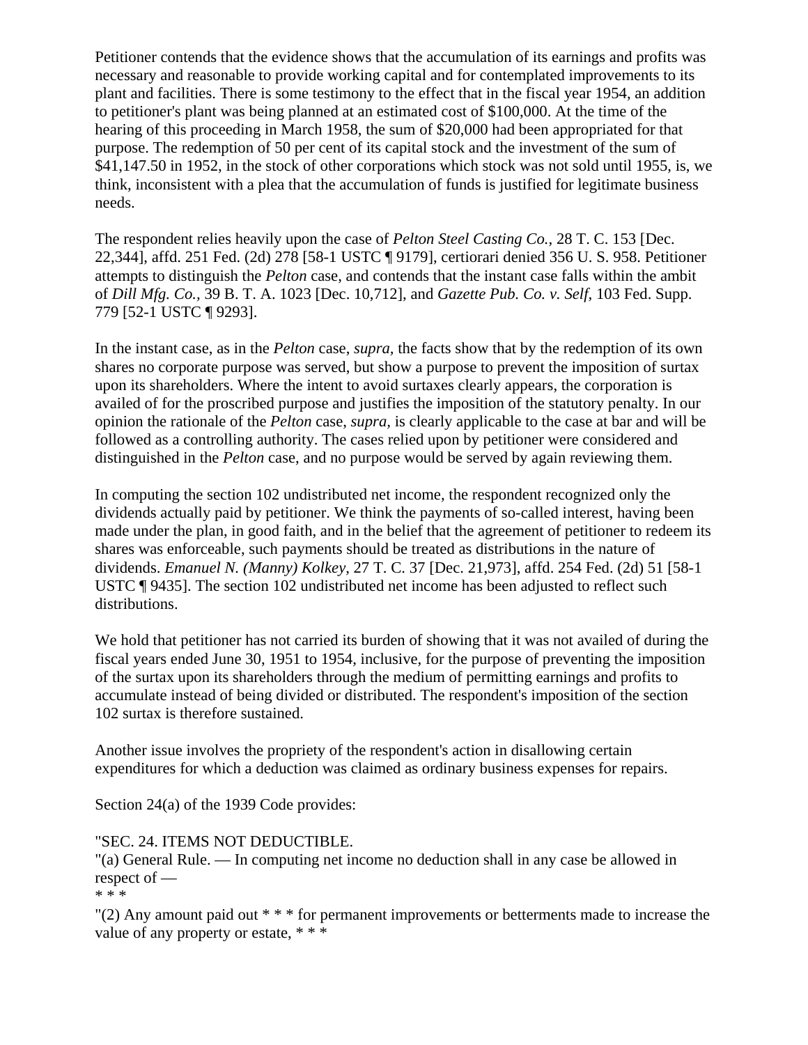Petitioner contends that the evidence shows that the accumulation of its earnings and profits was necessary and reasonable to provide working capital and for contemplated improvements to its plant and facilities. There is some testimony to the effect that in the fiscal year 1954, an addition to petitioner's plant was being planned at an estimated cost of $100,000. At the time of the hearing of this proceeding in March 1958, the sum of $20,000 had been appropriated for that purpose. The redemption of 50 per cent of its capital stock and the investment of the sum of $41,147.50 in 1952, in the stock of other corporations which stock was not sold until 1955, is, we think, inconsistent with a plea that the accumulation of funds is justified for legitimate business needs.

The respondent relies heavily upon the case of *Pelton Steel Casting Co.*, 28 T. C. 153 [Dec. 22,344], affd. 251 Fed. (2d) 278 [58-1 USTC ¶ 9179], certiorari denied 356 U. S. 958. Petitioner attempts to distinguish the *Pelton* case, and contends that the instant case falls within the ambit of *Dill Mfg. Co.*, 39 B. T. A. 1023 [Dec. 10,712], and *Gazette Pub. Co. v. Self*, 103 Fed. Supp. 779 [52-1 USTC ¶ 9293].

In the instant case, as in the *Pelton* case, *supra*, the facts show that by the redemption of its own shares no corporate purpose was served, but show a purpose to prevent the imposition of surtax upon its shareholders. Where the intent to avoid surtaxes clearly appears, the corporation is availed of for the proscribed purpose and justifies the imposition of the statutory penalty. In our opinion the rationale of the *Pelton* case, *supra*, is clearly applicable to the case at bar and will be followed as a controlling authority. The cases relied upon by petitioner were considered and distinguished in the *Pelton* case, and no purpose would be served by again reviewing them.

In computing the section 102 undistributed net income, the respondent recognized only the dividends actually paid by petitioner. We think the payments of so-called interest, having been made under the plan, in good faith, and in the belief that the agreement of petitioner to redeem its shares was enforceable, such payments should be treated as distributions in the nature of dividends. *Emanuel N. (Manny) Kolkey*, 27 T. C. 37 [Dec. 21,973], affd. 254 Fed. (2d) 51 [58-1 USTC ¶ 9435]. The section 102 undistributed net income has been adjusted to reflect such distributions.

We hold that petitioner has not carried its burden of showing that it was not availed of during the fiscal years ended June 30, 1951 to 1954, inclusive, for the purpose of preventing the imposition of the surtax upon its shareholders through the medium of permitting earnings and profits to accumulate instead of being divided or distributed. The respondent's imposition of the section 102 surtax is therefore sustained.

Another issue involves the propriety of the respondent's action in disallowing certain expenditures for which a deduction was claimed as ordinary business expenses for repairs.

Section 24(a) of the 1939 Code provides:

"SEC. 24. ITEMS NOT DEDUCTIBLE.
"(a) General Rule. — In computing net income no deduction shall in any case be allowed in respect of —
* * *
"(2) Any amount paid out * * * for permanent improvements or betterments made to increase the value of any property or estate, * * *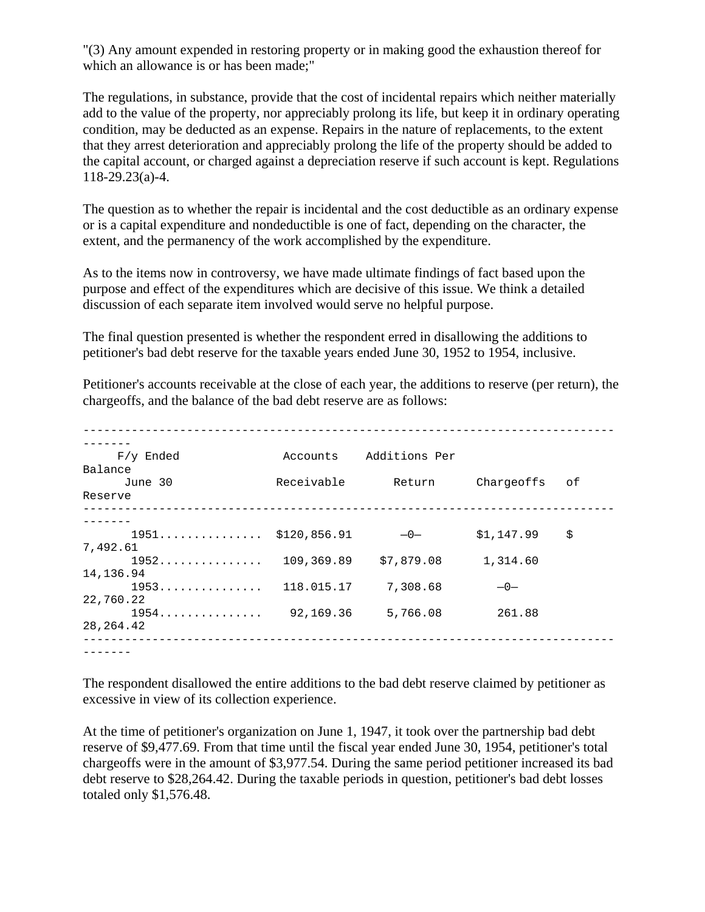"(3) Any amount expended in restoring property or in making good the exhaustion thereof for which an allowance is or has been made;"

The regulations, in substance, provide that the cost of incidental repairs which neither materially add to the value of the property, nor appreciably prolong its life, but keep it in ordinary operating condition, may be deducted as an expense. Repairs in the nature of replacements, to the extent that they arrest deterioration and appreciably prolong the life of the property should be added to the capital account, or charged against a depreciation reserve if such account is kept. Regulations 118-29.23(a)-4.

The question as to whether the repair is incidental and the cost deductible as an ordinary expense or is a capital expenditure and nondeductible is one of fact, depending on the character, the extent, and the permanency of the work accomplished by the expenditure.

As to the items now in controversy, we have made ultimate findings of fact based upon the purpose and effect of the expenditures which are decisive of this issue. We think a detailed discussion of each separate item involved would serve no helpful purpose.

The final question presented is whether the respondent erred in disallowing the additions to petitioner's bad debt reserve for the taxable years ended June 30, 1952 to 1954, inclusive.

Petitioner's accounts receivable at the close of each year, the additions to reserve (per return), the chargeoffs, and the balance of the bad debt reserve are as follows:

| F/y Ended June 30 | Accounts Receivable | Additions Per Return | Chargeoffs | Balance of Reserve |
|---|---|---|---|---|
| 1951............... | $120,856.91 | —0— | $1,147.99 | $ 7,492.61 |
| 1952............... | 109,369.89 | $7,879.08 | 1,314.60 | 14,136.94 |
| 1953............... | 118.015.17 | 7,308.68 | —0— | 22,760.22 |
| 1954............... | 92,169.36 | 5,766.08 | 261.88 | 28,264.42 |

The respondent disallowed the entire additions to the bad debt reserve claimed by petitioner as excessive in view of its collection experience.

At the time of petitioner's organization on June 1, 1947, it took over the partnership bad debt reserve of $9,477.69. From that time until the fiscal year ended June 30, 1954, petitioner's total chargeoffs were in the amount of $3,977.54. During the same period petitioner increased its bad debt reserve to $28,264.42. During the taxable periods in question, petitioner's bad debt losses totaled only $1,576.48.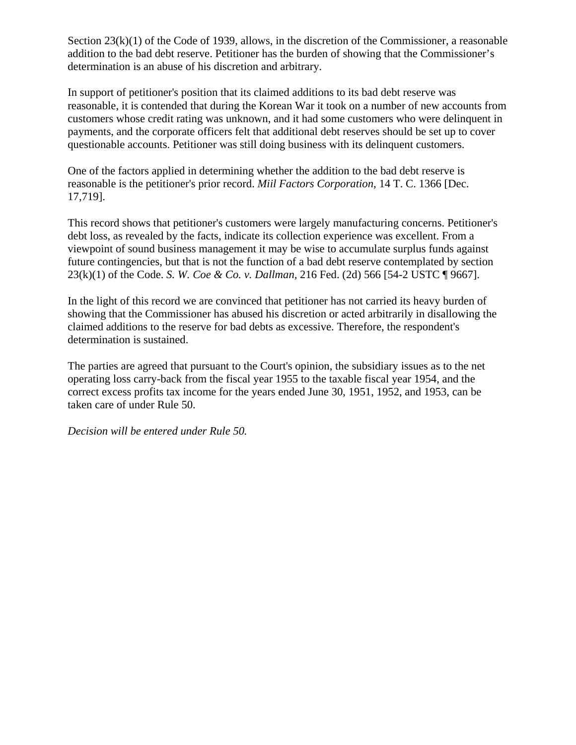Section 23(k)(1) of the Code of 1939, allows, in the discretion of the Commissioner, a reasonable addition to the bad debt reserve. Petitioner has the burden of showing that the Commissioner's determination is an abuse of his discretion and arbitrary.

In support of petitioner's position that its claimed additions to its bad debt reserve was reasonable, it is contended that during the Korean War it took on a number of new accounts from customers whose credit rating was unknown, and it had some customers who were delinquent in payments, and the corporate officers felt that additional debt reserves should be set up to cover questionable accounts. Petitioner was still doing business with its delinquent customers.

One of the factors applied in determining whether the addition to the bad debt reserve is reasonable is the petitioner's prior record. *Miil Factors Corporation*, 14 T. C. 1366 [Dec. 17,719].

This record shows that petitioner's customers were largely manufacturing concerns. Petitioner's debt loss, as revealed by the facts, indicate its collection experience was excellent. From a viewpoint of sound business management it may be wise to accumulate surplus funds against future contingencies, but that is not the function of a bad debt reserve contemplated by section 23(k)(1) of the Code. *S. W. Coe & Co. v. Dallman*, 216 Fed. (2d) 566 [54-2 USTC ¶ 9667].

In the light of this record we are convinced that petitioner has not carried its heavy burden of showing that the Commissioner has abused his discretion or acted arbitrarily in disallowing the claimed additions to the reserve for bad debts as excessive. Therefore, the respondent's determination is sustained.

The parties are agreed that pursuant to the Court's opinion, the subsidiary issues as to the net operating loss carry-back from the fiscal year 1955 to the taxable fiscal year 1954, and the correct excess profits tax income for the years ended June 30, 1951, 1952, and 1953, can be taken care of under Rule 50.

*Decision will be entered under Rule 50.*